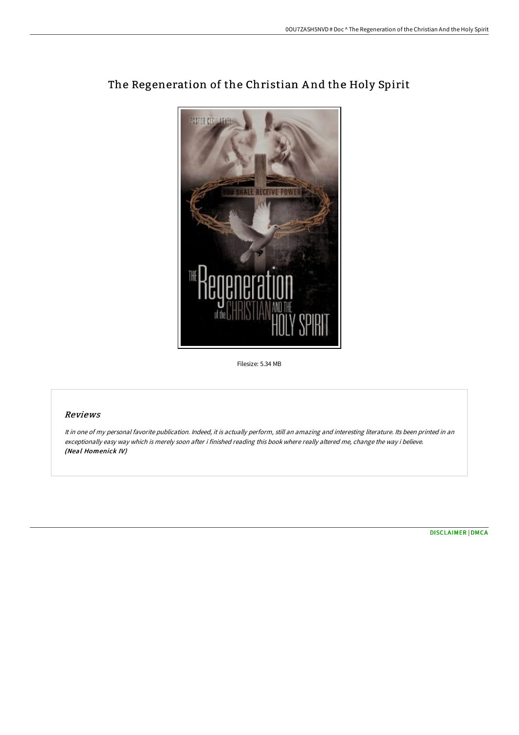# The Regeneration of the Christian And the Holy Spirit

Filesize: 5.34 MB

## Reviews

*It in one of my personal favorite publication. Indeed, it is actually perform, still an amazing and interesting literature. Its been printed in an exceptionally easy way which is merely soon after i finished reading this book where really altered me, change the way i believe.*
***(Neal Homenick IV)***

DISCLAIMER | DMCA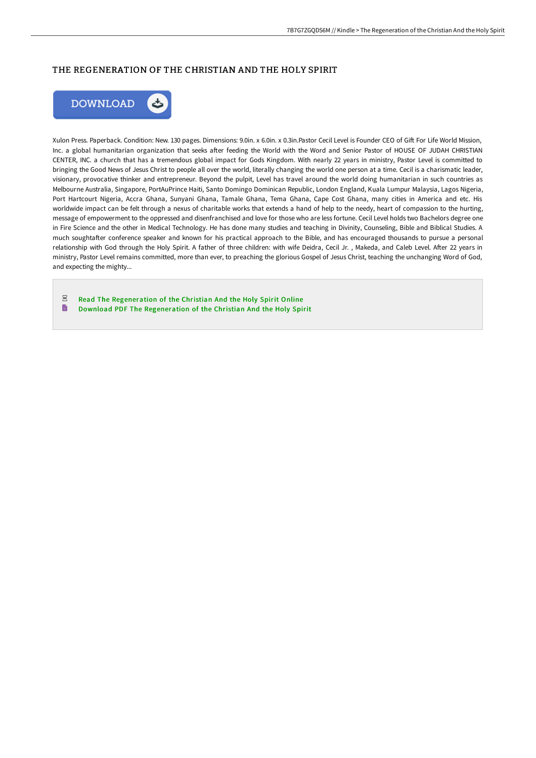# THE REGENERATION OF THE CHRISTIAN AND THE HOLY SPIRIT

Xulon Press. Paperback. Condition: New. 130 pages. Dimensions: 9.0in. x 6.0in. x 0.3in.Pastor Cecil Level is Founder CEO of Gift For Life World Mission, Inc. a global humanitarian organization that seeks after feeding the World with the Word and Senior Pastor of HOUSE OF JUDAH CHRISTIAN CENTER, INC. a church that has a tremendous global impact for Gods Kingdom. With nearly 22 years in ministry, Pastor Level is committed to bringing the Good News of Jesus Christ to people all over the world, literally changing the world one person at a time. Cecil is a charismatic leader, visionary, provocative thinker and entrepreneur. Beyond the pulpit, Level has travel around the world doing humanitarian in such countries as Melbourne Australia, Singapore, PortAuPrince Haiti, Santo Domingo Dominican Republic, London England, Kuala Lumpur Malaysia, Lagos Nigeria, Port Hartcourt Nigeria, Accra Ghana, Sunyani Ghana, Tamale Ghana, Tema Ghana, Cape Cost Ghana, many cities in America and etc. His worldwide impact can be felt through a nexus of charitable works that extends a hand of help to the needy, heart of compassion to the hurting, message of empowerment to the oppressed and disenfranchised and love for those who are less fortune. Cecil Level holds two Bachelors degree one in Fire Science and the other in Medical Technology. He has done many studies and teaching in Divinity, Counseling, Bible and Biblical Studies. A much soughtafter conference speaker and known for his practical approach to the Bible, and has encouraged thousands to pursue a personal relationship with God through the Holy Spirit. A father of three children: with wife Deidra, Cecil Jr. , Makeda, and Caleb Level. After 22 years in ministry, Pastor Level remains committed, more than ever, to preaching the glorious Gospel of Jesus Christ, teaching the unchanging Word of God, and expecting the mighty...

Read The Regeneration of the Christian And the Holy Spirit Online

Download PDF The Regeneration of the Christian And the Holy Spirit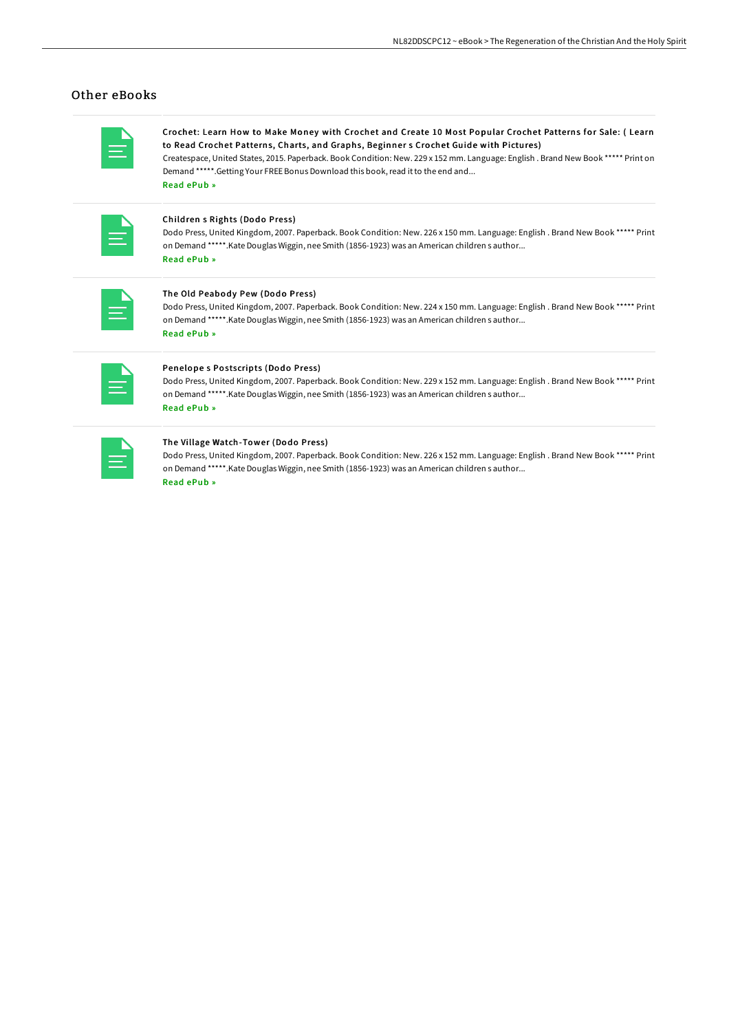## Other eBooks

**Crochet: Learn How to Make Money with Crochet and Create 10 Most Popular Crochet Patterns for Sale: ( Learn to Read Crochet Patterns, Charts, and Graphs, Beginner s Crochet Guide with Pictures)**

Createspace, United States, 2015. Paperback. Book Condition: New. 229 x 152 mm. Language: English . Brand New Book ***** Print on Demand *****.Getting Your FREE Bonus Download this book, read it to the end and...

Read ePub »

**Children s Rights (Dodo Press)**

Dodo Press, United Kingdom, 2007. Paperback. Book Condition: New. 226 x 150 mm. Language: English . Brand New Book ***** Print on Demand *****.Kate Douglas Wiggin, nee Smith (1856-1923) was an American children s author...

Read ePub »

**The Old Peabody Pew (Dodo Press)**

Dodo Press, United Kingdom, 2007. Paperback. Book Condition: New. 224 x 150 mm. Language: English . Brand New Book ***** Print on Demand *****.Kate Douglas Wiggin, nee Smith (1856-1923) was an American children s author...

Read ePub »

**Penelope s Postscripts (Dodo Press)**

Dodo Press, United Kingdom, 2007. Paperback. Book Condition: New. 229 x 152 mm. Language: English . Brand New Book ***** Print on Demand *****.Kate Douglas Wiggin, nee Smith (1856-1923) was an American children s author...

Read ePub »

**The Village Watch-Tower (Dodo Press)**

Dodo Press, United Kingdom, 2007. Paperback. Book Condition: New. 226 x 152 mm. Language: English . Brand New Book ***** Print on Demand *****.Kate Douglas Wiggin, nee Smith (1856-1923) was an American children s author...

Read ePub »